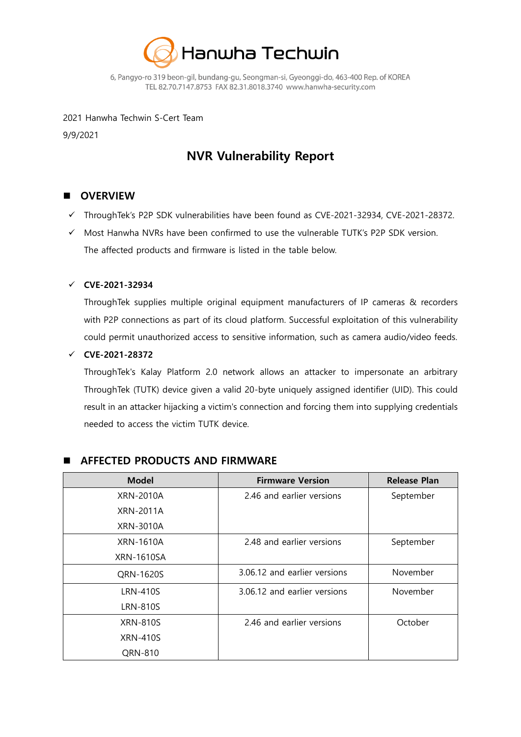Hanwha Techwin

6, Pangyo-ro 319 beon-gil, bundang-gu, Seongman-si, Gyeonggi-do, 463-400 Rep. of KOREA
TEL 82.70.7147.8753 FAX 82.31.8018.3740 www.hanwha-security.com

2021 Hanwha Techwin S-Cert Team

9/9/2021

# NVR Vulnerability Report

## OVERVIEW

- ThroughTek's P2P SDK vulnerabilities have been found as CVE-2021-32934, CVE-2021-28372.
- Most Hanwha NVRs have been confirmed to use the vulnerable TUTK's P2P SDK version. The affected products and firmware is listed in the table below.

- **CVE-2021-32934**

  ThroughTek supplies multiple original equipment manufacturers of IP cameras & recorders with P2P connections as part of its cloud platform. Successful exploitation of this vulnerability could permit unauthorized access to sensitive information, such as camera audio/video feeds.

- **CVE-2021-28372**

  ThroughTek's Kalay Platform 2.0 network allows an attacker to impersonate an arbitrary ThroughTek (TUTK) device given a valid 20-byte uniquely assigned identifier (UID). This could result in an attacker hijacking a victim's connection and forcing them into supplying credentials needed to access the victim TUTK device.

## AFFECTED PRODUCTS AND FIRMWARE

| Model | Firmware Version | Release Plan |
|---|---|---|
| XRN-2010A<br>XRN-2011A<br>XRN-3010A | 2.46 and earlier versions | September |
| XRN-1610A<br>XRN-1610SA | 2.48 and earlier versions | September |
| QRN-1620S | 3.06.12 and earlier versions | November |
| LRN-410S<br>LRN-810S | 3.06.12 and earlier versions | November |
| XRN-810S<br>XRN-410S<br>QRN-810 | 2.46 and earlier versions | October |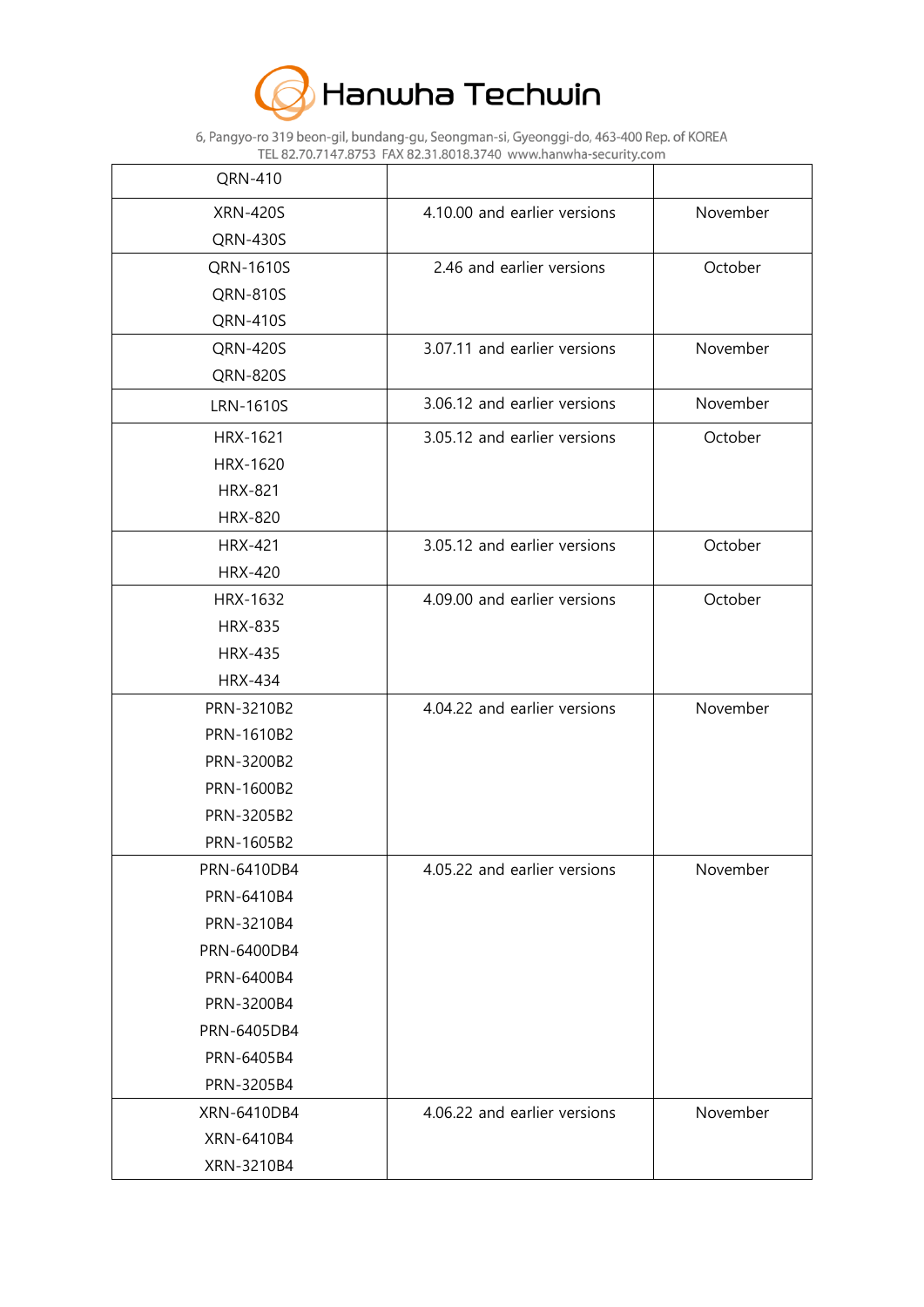| QRN-410 | | |
|---|---|---|
| XRN-420S<br>QRN-430S | 4.10.00 and earlier versions | November |
| QRN-1610S<br>QRN-810S<br>QRN-410S | 2.46 and earlier versions | October |
| QRN-420S<br>QRN-820S | 3.07.11 and earlier versions | November |
| LRN-1610S | 3.06.12 and earlier versions | November |
| HRX-1621<br>HRX-1620<br>HRX-821<br>HRX-820 | 3.05.12 and earlier versions | October |
| HRX-421<br>HRX-420 | 3.05.12 and earlier versions | October |
| HRX-1632<br>HRX-835<br>HRX-435<br>HRX-434 | 4.09.00 and earlier versions | October |
| PRN-3210B2<br>PRN-1610B2<br>PRN-3200B2<br>PRN-1600B2<br>PRN-3205B2<br>PRN-1605B2 | 4.04.22 and earlier versions | November |
| PRN-6410DB4<br>PRN-6410B4<br>PRN-3210B4<br>PRN-6400DB4<br>PRN-6400B4<br>PRN-3200B4<br>PRN-6405DB4<br>PRN-6405B4<br>PRN-3205B4 | 4.05.22 and earlier versions | November |
| XRN-6410DB4<br>XRN-6410B4<br>XRN-3210B4 | 4.06.22 and earlier versions | November |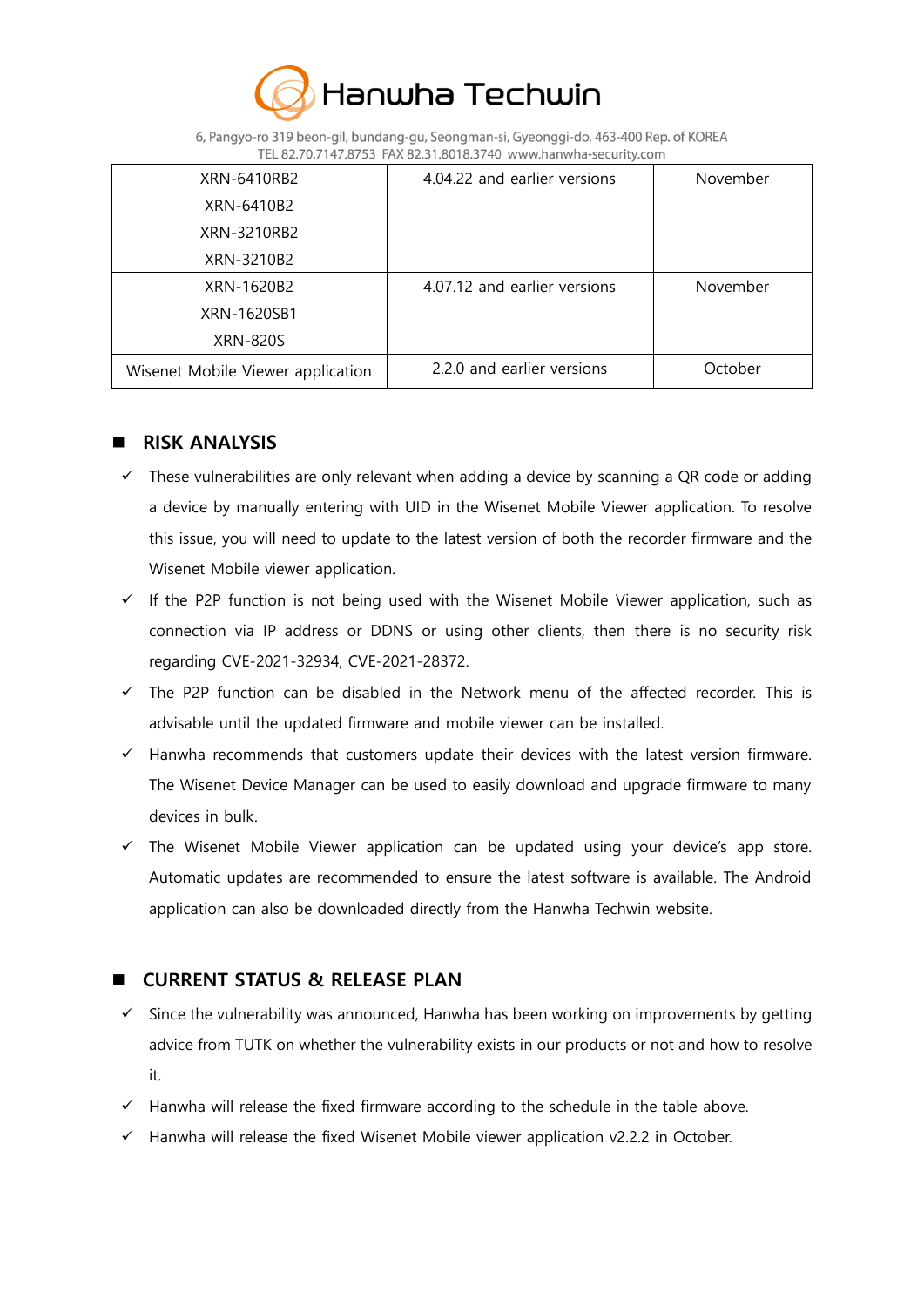| XRN-6410RB2<br>XRN-6410B2<br>XRN-3210RB2<br>XRN-3210B2 | 4.04.22 and earlier versions | November |
|---|---|---|
| XRN-1620B2<br>XRN-1620SB1<br>XRN-820S | 4.07.12 and earlier versions | November |
| Wisenet Mobile Viewer application | 2.2.0 and earlier versions | October |

## RISK ANALYSIS

- ✓ These vulnerabilities are only relevant when adding a device by scanning a QR code or adding a device by manually entering with UID in the Wisenet Mobile Viewer application. To resolve this issue, you will need to update to the latest version of both the recorder firmware and the Wisenet Mobile viewer application.
- ✓ If the P2P function is not being used with the Wisenet Mobile Viewer application, such as connection via IP address or DDNS or using other clients, then there is no security risk regarding CVE-2021-32934, CVE-2021-28372.
- ✓ The P2P function can be disabled in the Network menu of the affected recorder. This is advisable until the updated firmware and mobile viewer can be installed.
- ✓ Hanwha recommends that customers update their devices with the latest version firmware. The Wisenet Device Manager can be used to easily download and upgrade firmware to many devices in bulk.
- ✓ The Wisenet Mobile Viewer application can be updated using your device's app store. Automatic updates are recommended to ensure the latest software is available. The Android application can also be downloaded directly from the Hanwha Techwin website.

## CURRENT STATUS & RELEASE PLAN

- ✓ Since the vulnerability was announced, Hanwha has been working on improvements by getting advice from TUTK on whether the vulnerability exists in our products or not and how to resolve it.
- ✓ Hanwha will release the fixed firmware according to the schedule in the table above.
- ✓ Hanwha will release the fixed Wisenet Mobile viewer application v2.2.2 in October.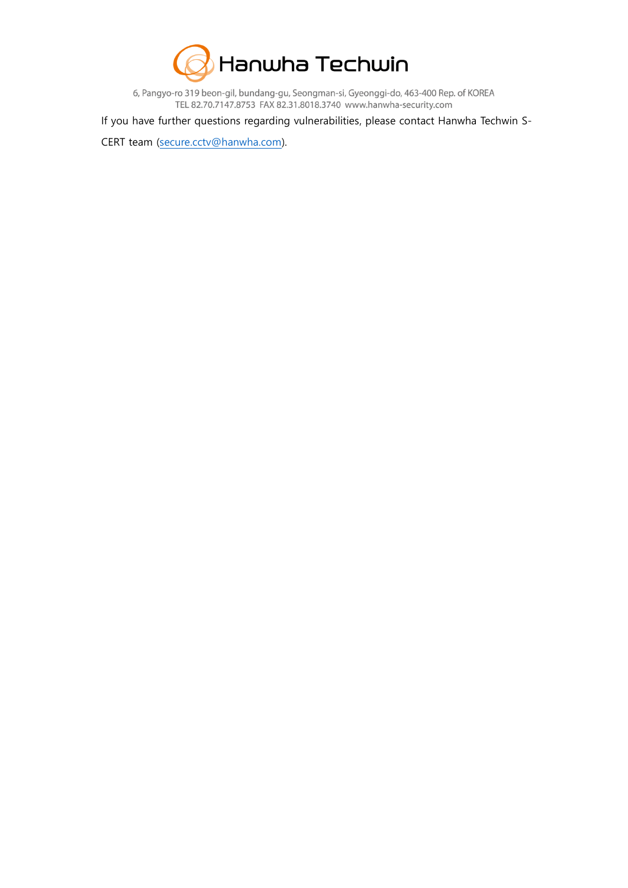If you have further questions regarding vulnerabilities, please contact Hanwha Techwin S-CERT team (secure.cctv@hanwha.com).